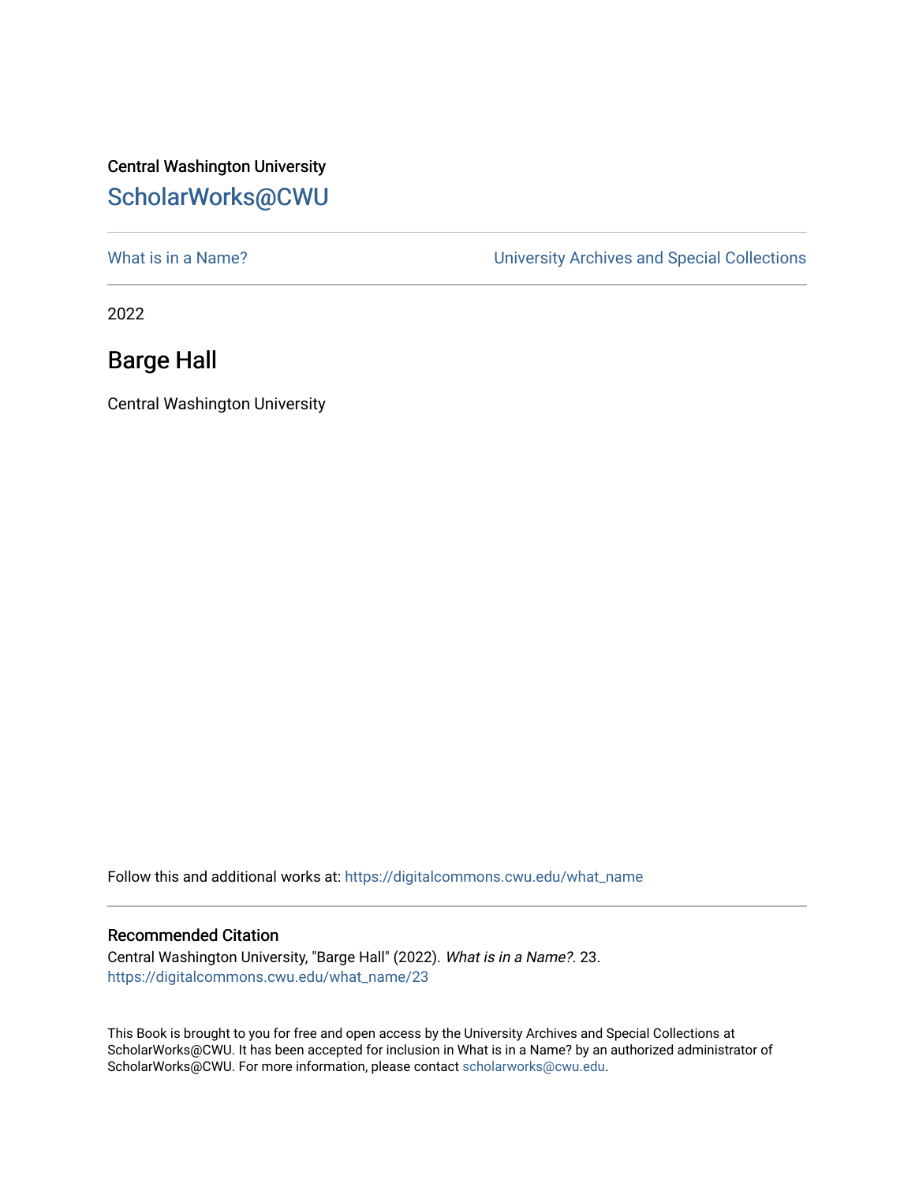Central Washington University

ScholarWorks@CWU

What is in a Name? | University Archives and Special Collections

2022

# Barge Hall

Central Washington University

Follow this and additional works at: https://digitalcommons.cwu.edu/what_name

## Recommended Citation

Central Washington University, "Barge Hall" (2022). *What is in a Name?*. 23.
https://digitalcommons.cwu.edu/what_name/23

This Book is brought to you for free and open access by the University Archives and Special Collections at ScholarWorks@CWU. It has been accepted for inclusion in What is in a Name? by an authorized administrator of ScholarWorks@CWU. For more information, please contact scholarworks@cwu.edu.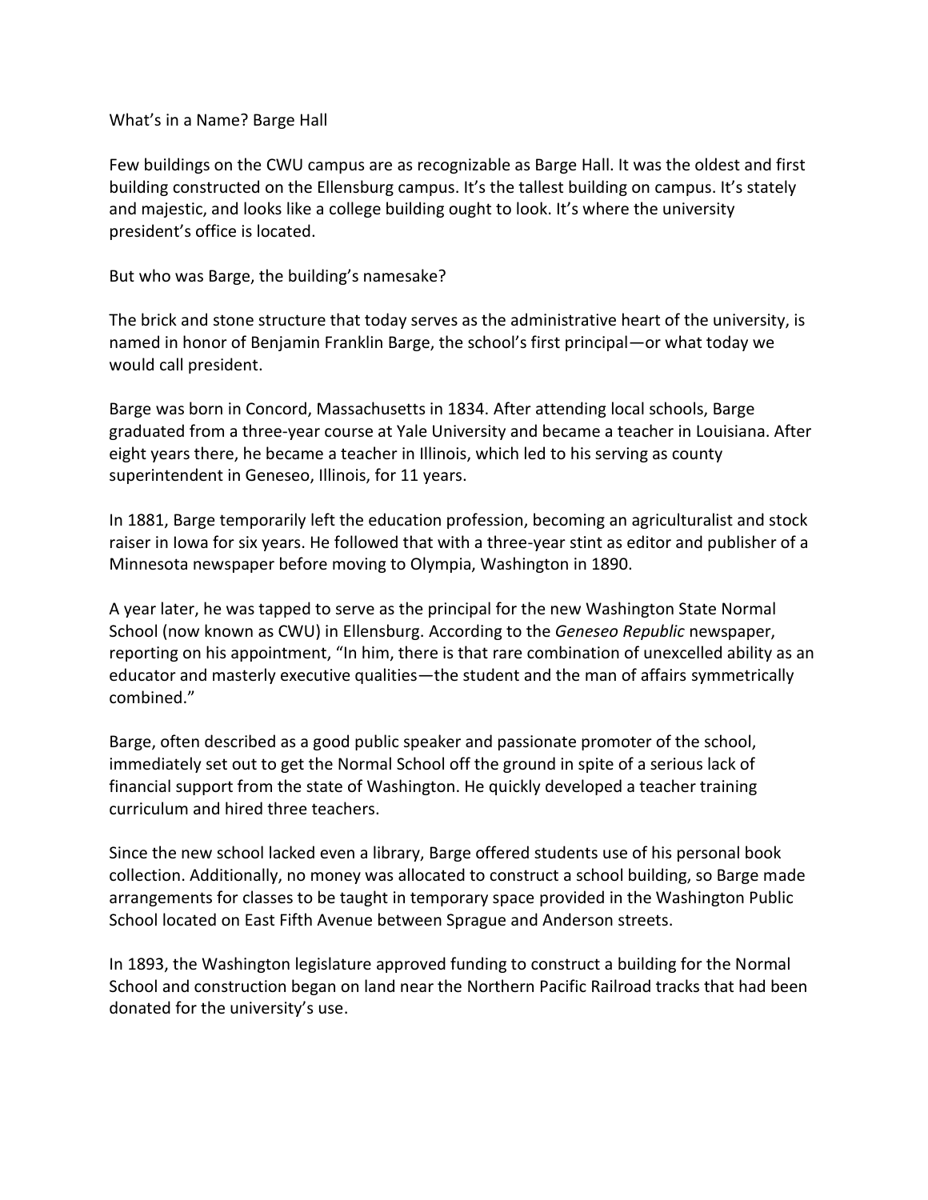What's in a Name? Barge Hall

Few buildings on the CWU campus are as recognizable as Barge Hall. It was the oldest and first building constructed on the Ellensburg campus. It's the tallest building on campus. It's stately and majestic, and looks like a college building ought to look. It's where the university president's office is located.

But who was Barge, the building's namesake?

The brick and stone structure that today serves as the administrative heart of the university, is named in honor of Benjamin Franklin Barge, the school's first principal—or what today we would call president.

Barge was born in Concord, Massachusetts in 1834. After attending local schools, Barge graduated from a three-year course at Yale University and became a teacher in Louisiana. After eight years there, he became a teacher in Illinois, which led to his serving as county superintendent in Geneseo, Illinois, for 11 years.

In 1881, Barge temporarily left the education profession, becoming an agriculturalist and stock raiser in Iowa for six years. He followed that with a three-year stint as editor and publisher of a Minnesota newspaper before moving to Olympia, Washington in 1890.

A year later, he was tapped to serve as the principal for the new Washington State Normal School (now known as CWU) in Ellensburg. According to the *Geneseo Republic* newspaper, reporting on his appointment, "In him, there is that rare combination of unexcelled ability as an educator and masterly executive qualities—the student and the man of affairs symmetrically combined."

Barge, often described as a good public speaker and passionate promoter of the school, immediately set out to get the Normal School off the ground in spite of a serious lack of financial support from the state of Washington. He quickly developed a teacher training curriculum and hired three teachers.

Since the new school lacked even a library, Barge offered students use of his personal book collection. Additionally, no money was allocated to construct a school building, so Barge made arrangements for classes to be taught in temporary space provided in the Washington Public School located on East Fifth Avenue between Sprague and Anderson streets.

In 1893, the Washington legislature approved funding to construct a building for the Normal School and construction began on land near the Northern Pacific Railroad tracks that had been donated for the university's use.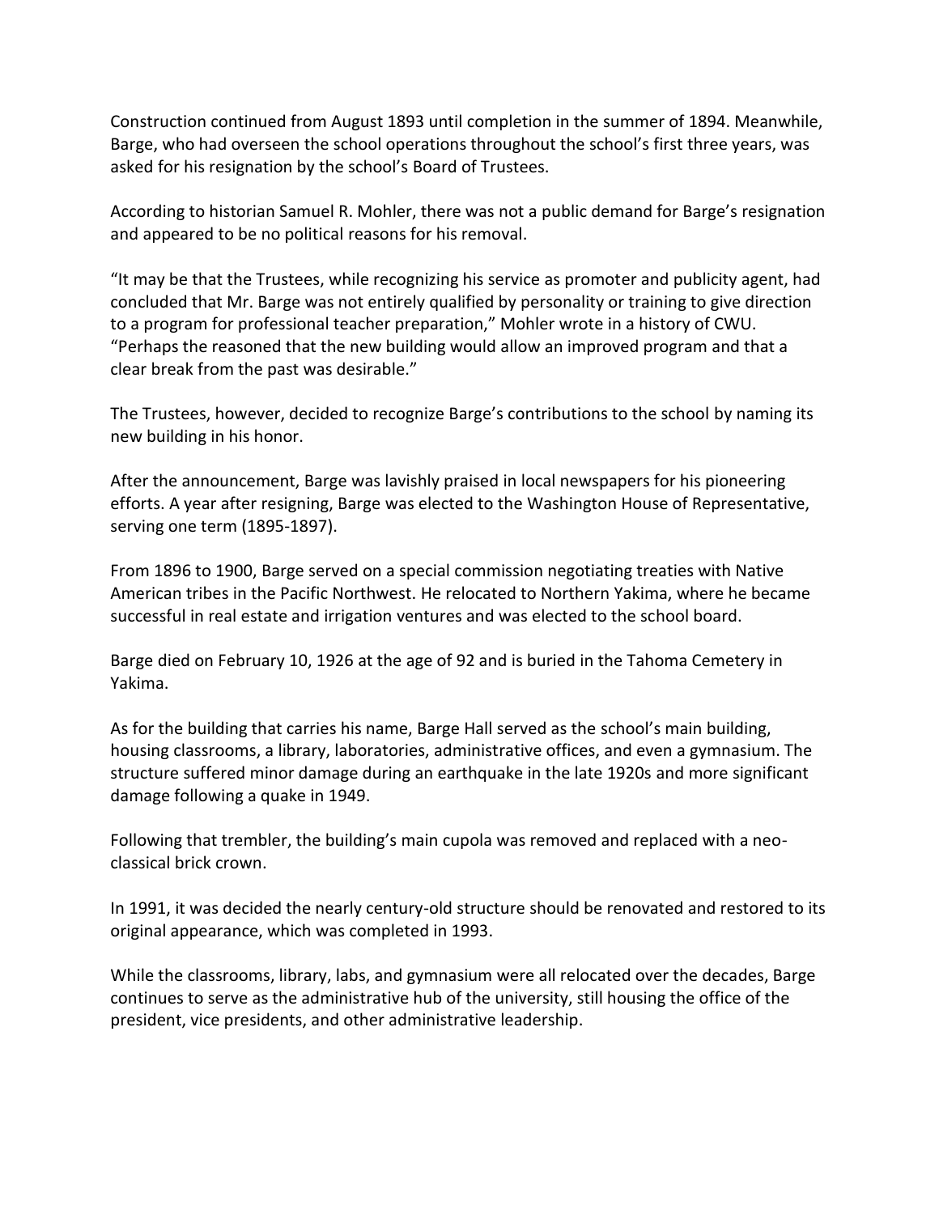Construction continued from August 1893 until completion in the summer of 1894. Meanwhile, Barge, who had overseen the school operations throughout the school's first three years, was asked for his resignation by the school's Board of Trustees.

According to historian Samuel R. Mohler, there was not a public demand for Barge's resignation and appeared to be no political reasons for his removal.

"It may be that the Trustees, while recognizing his service as promoter and publicity agent, had concluded that Mr. Barge was not entirely qualified by personality or training to give direction to a program for professional teacher preparation," Mohler wrote in a history of CWU. "Perhaps the reasoned that the new building would allow an improved program and that a clear break from the past was desirable."

The Trustees, however, decided to recognize Barge's contributions to the school by naming its new building in his honor.

After the announcement, Barge was lavishly praised in local newspapers for his pioneering efforts. A year after resigning, Barge was elected to the Washington House of Representative, serving one term (1895-1897).

From 1896 to 1900, Barge served on a special commission negotiating treaties with Native American tribes in the Pacific Northwest. He relocated to Northern Yakima, where he became successful in real estate and irrigation ventures and was elected to the school board.

Barge died on February 10, 1926 at the age of 92 and is buried in the Tahoma Cemetery in Yakima.

As for the building that carries his name, Barge Hall served as the school's main building, housing classrooms, a library, laboratories, administrative offices, and even a gymnasium. The structure suffered minor damage during an earthquake in the late 1920s and more significant damage following a quake in 1949.

Following that trembler, the building's main cupola was removed and replaced with a neo-classical brick crown.

In 1991, it was decided the nearly century-old structure should be renovated and restored to its original appearance, which was completed in 1993.

While the classrooms, library, labs, and gymnasium were all relocated over the decades, Barge continues to serve as the administrative hub of the university, still housing the office of the president, vice presidents, and other administrative leadership.